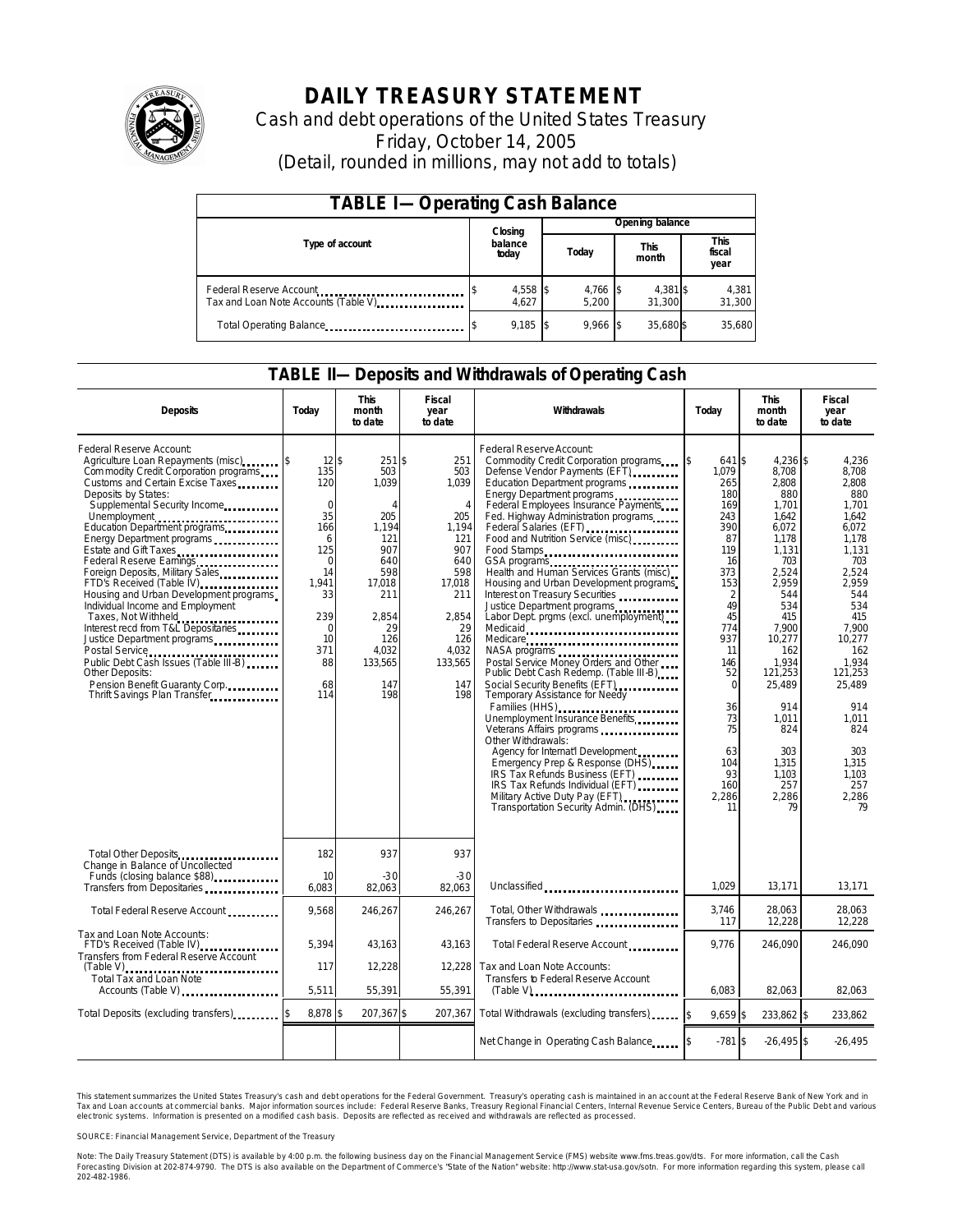# DAILY TREASURY STATEMENT

Cash and debt operations of the United States Treasury

Friday, October 14, 2005

(Detail, rounded in millions, may not add to totals)

## TABLE I—Operating Cash Balance

| Type of account | Closing balance today | Opening balance Today | Opening balance This month | Opening balance This fiscal year |
|---|---|---|---|---|
| Federal Reserve Account | $ 4,558 | $ 4,766 | $ 4,381 | $ 4,381 |
| Tax and Loan Note Accounts (Table V) | 4,627 | 5,200 | 31,300 | 31,300 |
| Total Operating Balance | $ 9,185 | $ 9,966 | $ 35,680 | $ 35,680 |

## TABLE II—Deposits and Withdrawals of Operating Cash

| Deposits | Today | This month to date | Fiscal year to date | Withdrawals | Today | This month to date | Fiscal year to date |
|---|---|---|---|---|---|---|---|
| Federal Reserve Account: | | | | Federal Reserve Account: | | | |
| Agriculture Loan Repayments (misc) | $ 12 | $ 251 | $ 251 | Commodity Credit Corporation programs | $ 641 | $ 4,236 | $ 4,236 |
| Commodity Credit Corporation programs | 135 | 503 | 503 | Defense Vendor Payments (EFT) | 1,079 | 8,708 | 8,708 |
| Customs and Certain Excise Taxes | 120 | 1,039 | 1,039 | Education Department programs | 265 | 2,808 | 2,808 |
| Deposits by States: | | | | Energy Department programs | 180 | 880 | 880 |
| Supplemental Security Income | 0 | 4 | 4 | Federal Employees Insurance Payments | 169 | 1,701 | 1,701 |
| Unemployment | 35 | 205 | 205 | Fed. Highway Administration programs | 243 | 1,642 | 1,642 |
| Education Department programs | 166 | 1,194 | 1,194 | Federal Salaries (EFT) | 390 | 6,072 | 6,072 |
| Energy Department programs | 6 | 121 | 121 | Food and Nutrition Service (misc) | 87 | 1,178 | 1,178 |
| Estate and Gift Taxes | 125 | 907 | 907 | Food Stamps | 119 | 1,131 | 1,131 |
| Federal Reserve Earnings | 0 | 640 | 640 | GSA programs | 16 | 703 | 703 |
| Foreign Deposits, Military Sales | 14 | 598 | 598 | Health and Human Services Grants (misc) | 373 | 2,524 | 2,524 |
| FTD's Received (Table IV) | 1,941 | 17,018 | 17,018 | Housing and Urban Development programs | 153 | 2,959 | 2,959 |
| Housing and Urban Development programs | 33 | 211 | 211 | Interest on Treasury Securities | 2 | 544 | 544 |
| Individual Income and Employment Taxes, Not Withheld | 239 | 2,854 | 2,854 | Justice Department programs | 49 | 534 | 534 |
| Interest recd from T&L Depositaries | 0 | 29 | 29 | Labor Dept. prgms (excl. unemployment) | 45 | 415 | 415 |
| Justice Department programs | 10 | 126 | 126 | Medicaid | 774 | 7,900 | 7,900 |
| Postal Service | 371 | 4,032 | 4,032 | Medicare | 937 | 10,277 | 10,277 |
| Public Debt Cash Issues (Table III-B) | 88 | 133,565 | 133,565 | NASA programs | 11 | 162 | 162 |
| Other Deposits: | | | | Postal Service Money Orders and Other | 146 | 1,934 | 1,934 |
| Pension Benefit Guaranty Corp. | 68 | 147 | 147 | Public Debt Cash Redemp. (Table III-B) | 52 | 121,253 | 121,253 |
| Thrift Savings Plan Transfer | 114 | 198 | 198 | Social Security Benefits (EFT) | 0 | 25,489 | 25,489 |
| | | | | Temporary Assistance for Needy Families (HHS) | 36 | 914 | 914 |
| | | | | Unemployment Insurance Benefits | 73 | 1,011 | 1,011 |
| | | | | Veterans Affairs programs | 75 | 824 | 824 |
| | | | | Other Withdrawals: | | | |
| | | | | Agency for Internat'l Development | 63 | 303 | 303 |
| | | | | Emergency Prep & Response (DHS) | 104 | 1,315 | 1,315 |
| | | | | IRS Tax Refunds Business (EFT) | 93 | 1,103 | 1,103 |
| | | | | IRS Tax Refunds Individual (EFT) | 160 | 257 | 257 |
| | | | | Military Active Duty Pay (EFT) | 2,286 | 2,286 | 2,286 |
| | | | | Transportation Security Admin. (DHS) | 11 | 79 | 79 |
| Total Other Deposits | 182 | 937 | 937 | | | | |
| Change in Balance of Uncollected Funds (closing balance $88) | 10 | -30 | -30 | | | | |
| Transfers from Depositaries | 6,083 | 82,063 | 82,063 | Unclassified | 1,029 | 13,171 | 13,171 |
| Total Federal Reserve Account | 9,568 | 246,267 | 246,267 | Total, Other Withdrawals | 3,746 | 28,063 | 28,063 |
| | | | | Transfers to Depositaries | 117 | 12,228 | 12,228 |
| Tax and Loan Note Accounts: | | | | | | | |
| FTD's Received (Table IV) | 5,394 | 43,163 | 43,163 | Total Federal Reserve Account | 9,776 | 246,090 | 246,090 |
| Transfers from Federal Reserve Account (Table V) | 117 | 12,228 | 12,228 | Tax and Loan Note Accounts: | | | |
| Total Tax and Loan Note Accounts (Table V) | 5,511 | 55,391 | 55,391 | Transfers to Federal Reserve Account (Table V) | 6,083 | 82,063 | 82,063 |
| Total Deposits (excluding transfers) | $ 8,878 | $ 207,367 | $ 207,367 | Total Withdrawals (excluding transfers) | $ 9,659 | $ 233,862 | $ 233,862 |
| | | | | Net Change in Operating Cash Balance | $ -781 | $ -26,495 | $ -26,495 |

This statement summarizes the United States Treasury's cash and debt operations for the Federal Government. Treasury's operating cash is maintained in an account at the Federal Reserve Bank of New York and in Tax and Loan accounts at commercial banks. Major information sources include: Federal Reserve Banks, Treasury Regional Financial Centers, Internal Revenue Service Centers, Bureau of the Public Debt and various electronic systems. Information is presented on a modified cash basis. Deposits are reflected as received and withdrawals are reflected as processed.

SOURCE: Financial Management Service, Department of the Treasury

Note: The Daily Treasury Statement (DTS) is available by 4:00 p.m. the following business day on the Financial Management Service (FMS) website www.fms.treas.gov/dts. For more information, call the Cash Forecasting Division at 202-874-9790. The DTS is also available on the Department of Commerce's "State of the Nation" website: http://www.stat-usa.gov/sotn. For more information regarding this system, please call 202-482-1986.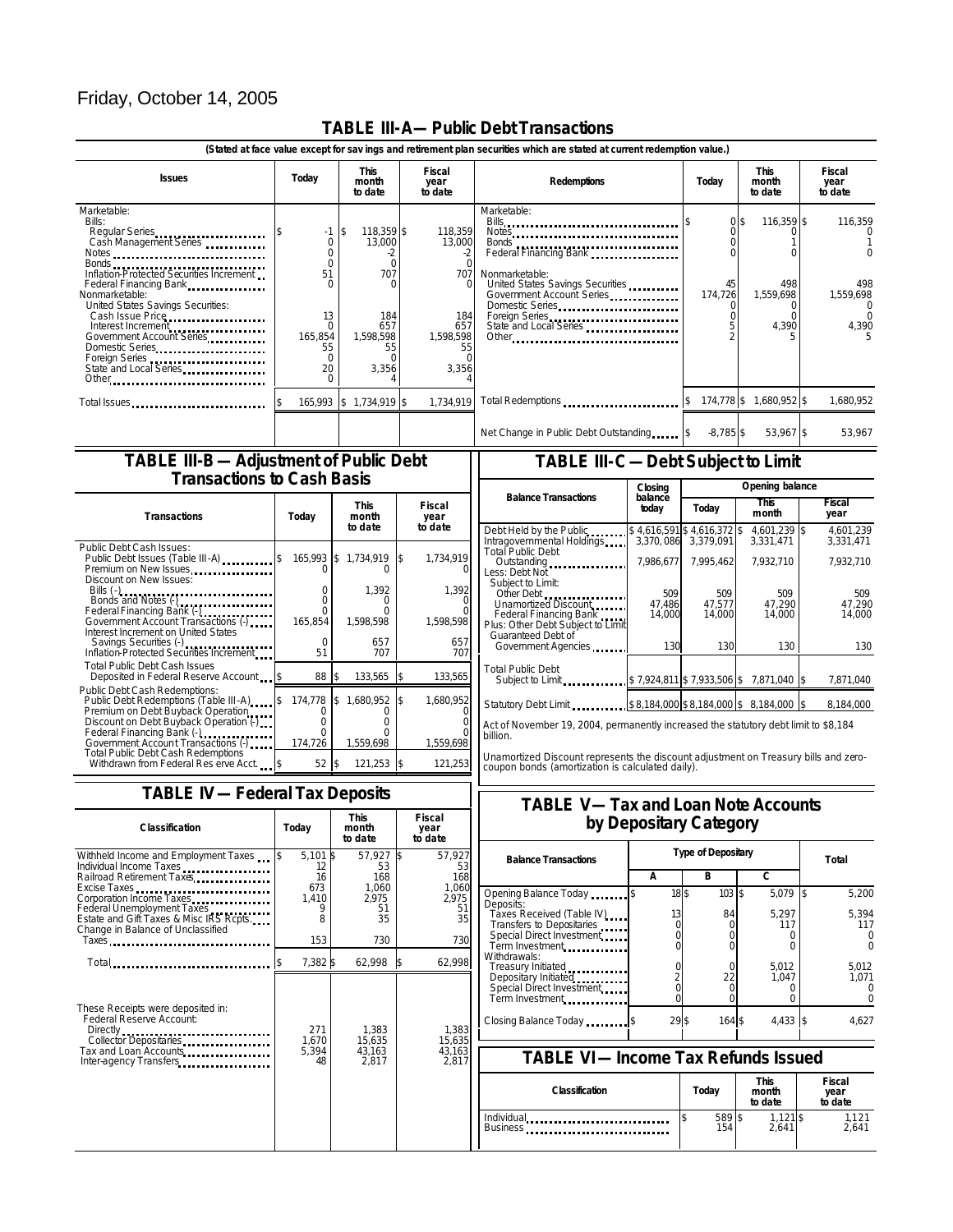Friday, October 14, 2005

## TABLE III-A — Public Debt Transactions

(Stated at face value except for savings and retirement plan securities which are stated at current redemption value.)

| Issues | Today | This month to date | Fiscal year to date | Redemptions | Today | This month to date | Fiscal year to date |
|---|---|---|---|---|---|---|---|
| Marketable: | | | | Marketable: | | | |
| Bills: | | | | Bills | $ 0 | $ 116,359 | $ 116,359 |
| Regular Series | $ -1 | $ 118,359 | $ 118,359 | Notes | 0 | 0 | 0 |
| Cash Management Series | 0 | 13,000 | 13,000 | Bonds | 0 | 1 | 1 |
| Notes | 0 | -2 | -2 | Federal Financing Bank | 0 | 0 | 0 |
| Bonds | 0 | 0 | 0 | | | | |
| Inflation-Protected Securities Increment | 51 | 707 | 707 | Nonmarketable: | | | |
| Federal Financing Bank | 0 | 0 | 0 | United States Savings Securities | 45 | 498 | 498 |
| Nonmarketable: | | | | Government Account Series | 174,726 | 1,559,698 | 1,559,698 |
| United States Savings Securities: | | | | Domestic Series | 0 | 0 | 0 |
| Cash Issue Price | 13 | 184 | 184 | Foreign Series | 0 | 0 | 0 |
| Interest Increment | 0 | 657 | 657 | State and Local Series | 5 | 4,390 | 4,390 |
| Government Account Series | 165,854 | 1,598,598 | 1,598,598 | Other | 2 | 5 | 5 |
| Domestic Series | 55 | 55 | 55 | | | | |
| Foreign Series | 0 | 0 | 0 | | | | |
| State and Local Series | 20 | 3,356 | 3,356 | | | | |
| Other | 0 | 4 | 4 | | | | |
| Total Issues | $ 165,993 | $ 1,734,919 | $ 1,734,919 | Total Redemptions | $ 174,778 | $ 1,680,952 | $ 1,680,952 |
| | | | | Net Change in Public Debt Outstanding | $ -8,785 | $ 53,967 | $ 53,967 |

## TABLE III-B — Adjustment of Public Debt Transactions to Cash Basis

| Transactions | Today | This month to date | Fiscal year to date |
|---|---|---|---|
| Public Debt Cash Issues: | | | |
| Public Debt Issues (Table III-A) | $ 165,993 | $ 1,734,919 | $ 1,734,919 |
| Premium on New Issues | 0 | 0 | 0 |
| Discount on New Issues: | | | |
| Bills (-) | 0 | 1,392 | 1,392 |
| Bonds and Notes (-) | 0 | 0 | 0 |
| Federal Financing Bank (-) | 0 | 0 | 0 |
| Government Account Transactions (-) | 165,854 | 1,598,598 | 1,598,598 |
| Interest Increment on United States Savings Securities (-) | 0 | 657 | 657 |
| Inflation-Protected Securities Increment | 51 | 707 | 707 |
| Total Public Debt Cash Issues Deposited in Federal Reserve Account | $ 88 | $ 133,565 | $ 133,565 |
| Public Debt Cash Redemptions: | | | |
| Public Debt Redemptions (Table III-A) | $ 174,778 | $ 1,680,952 | $ 1,680,952 |
| Premium on Debt Buyback Operation | 0 | 0 | 0 |
| Discount on Debt Buyback Operation (-) | 0 | 0 | 0 |
| Federal Financing Bank (-) | 0 | 0 | 0 |
| Government Account Transactions (-) | 174,726 | 1,559,698 | 1,559,698 |
| Total Public Debt Cash Redemptions Withdrawn from Federal Res erve Acct. | $ 52 | $ 121,253 | $ 121,253 |

## TABLE III-C — Debt Subject to Limit

| Balance Transactions | Closing balance today | Opening balance Today | Opening balance This month | Opening balance Fiscal year |
|---|---|---|---|---|
| Debt Held by the Public | $ 4,616,591 | $ 4,616,372 | $ 4,601,239 | $ 4,601,239 |
| Intragovernmental Holdings | 3,370,086 | 3,379,091 | 3,331,471 | 3,331,471 |
| Total Public Debt Outstanding | 7,986,677 | 7,995,462 | 7,932,710 | 7,932,710 |
| Less: Debt Not Subject to Limit: | | | | |
| Other Debt | 509 | 509 | 509 | 509 |
| Unamortized Discount | 47,486 | 47,577 | 47,290 | 47,290 |
| Federal Financing Bank | 14,000 | 14,000 | 14,000 | 14,000 |
| Plus: Other Debt Subject to Limit Guaranteed Debt of Government Agencies | 130 | 130 | 130 | 130 |
| Total Public Debt Subject to Limit | $ 7,924,811 | $ 7,933,506 | $ 7,871,040 | $ 7,871,040 |
| Statutory Debt Limit | $ 8,184,000 | $ 8,184,000 | $ 8,184,000 | $ 8,184,000 |

Act of November 19, 2004, permanently increased the statutory debt limit to $8,184 billion.

Unamortized Discount represents the discount adjustment on Treasury bills and zero-coupon bonds (amortization is calculated daily).

## TABLE IV — Federal Tax Deposits

| Classification | Today | This month to date | Fiscal year to date |
|---|---|---|---|
| Withheld Income and Employment Taxes | $ 5,101 | $ 57,927 | $ 57,927 |
| Individual Income Taxes | 12 | 53 | 53 |
| Railroad Retirement Taxes | 16 | 168 | 168 |
| Excise Taxes | 673 | 1,060 | 1,060 |
| Corporation Income Taxes | 1,410 | 2,975 | 2,975 |
| Federal Unemployment Taxes | 9 | 51 | 51 |
| Estate and Gift Taxes & Misc IRS Rcpts. | 8 | 35 | 35 |
| Change in Balance of Unclassified Taxes | 153 | 730 | 730 |
| Total | $ 7,382 | $ 62,998 | $ 62,998 |
| These Receipts were deposited in: | | | |
| Federal Reserve Account: | | | |
| Directly | 271 | 1,383 | 1,383 |
| Collector Depositaries | 1,670 | 15,635 | 15,635 |
| Tax and Loan Accounts | 5,394 | 43,163 | 43,163 |
| Inter-agency Transfers | 48 | 2,817 | 2,817 |

## TABLE V — Tax and Loan Note Accounts by Depositary Category

| Balance Transactions | Type of Depositary A | B | C | Total |
|---|---|---|---|---|
| Opening Balance Today | $ 18 | $ 103 | $ 5,079 | $ 5,200 |
| Deposits: | | | | |
| Taxes Received (Table IV) | 13 | 84 | 5,297 | 5,394 |
| Transfers to Depositaries | 0 | 0 | 117 | 117 |
| Special Direct Investment | 0 | 0 | 0 | 0 |
| Term Investment | 0 | 0 | 0 | 0 |
| Withdrawals: | | | | |
| Treasury Initiated | 0 | 0 | 5,012 | 5,012 |
| Depositary Initiated | 2 | 22 | 1,047 | 1,071 |
| Special Direct Investment | 0 | 0 | 0 | 0 |
| Term Investment | 0 | 0 | 0 | 0 |
| Closing Balance Today | $ 29 | $ 164 | $ 4,433 | $ 4,627 |

## TABLE VI — Income Tax Refunds Issued

| Classification | Today | This month to date | Fiscal year to date |
|---|---|---|---|
| Individual | $ 589 | $ 1,121 | $ 1,121 |
| Business | 154 | 2,641 | 2,641 |